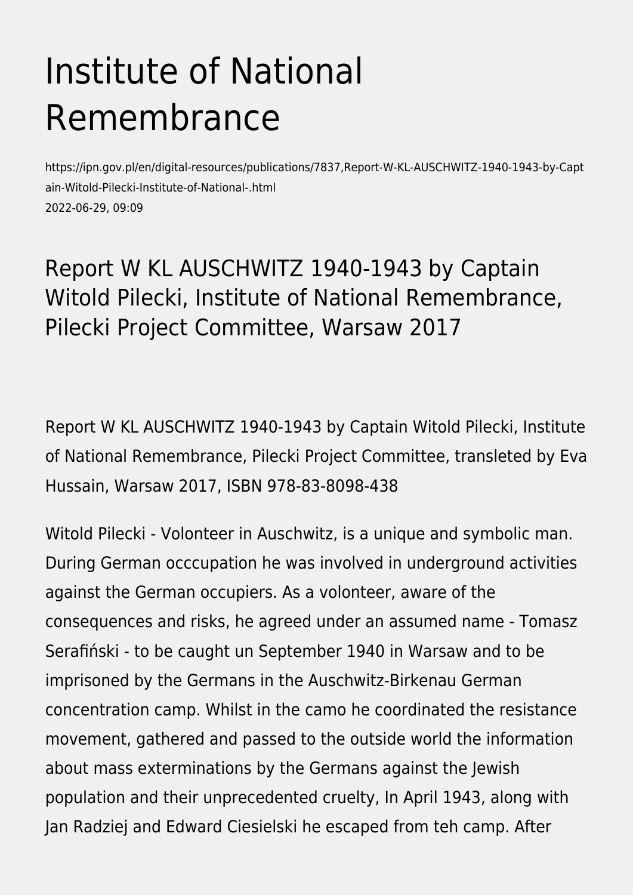# Institute of National Remembrance

https://ipn.gov.pl/en/digital-resources/publications/7837,Report-W-KL-AUSCHWITZ-1940-1943-by-Captain-Witold-Pilecki-Institute-of-National-.html
2022-06-29, 09:09

## Report W KL AUSCHWITZ 1940-1943 by Captain Witold Pilecki, Institute of National Remembrance, Pilecki Project Committee, Warsaw 2017

Report W KL AUSCHWITZ 1940-1943 by Captain Witold Pilecki, Institute of National Remembrance, Pilecki Project Committee, transleted by Eva Hussain, Warsaw 2017, ISBN 978-83-8098-438

Witold Pilecki - Volonteer in Auschwitz, is a unique and symbolic man. During German occcupation he was involved in underground activities against the German occupiers. As a volonteer, aware of the consequences and risks, he agreed under an assumed name - Tomasz Serafiński - to be caught un September 1940 in Warsaw and to be imprisoned by the Germans in the Auschwitz-Birkenau German concentration camp. Whilst in the camo he coordinated the resistance movement, gathered and passed to the outside world the information about mass exterminations by the Germans against the Jewish population and their unprecedented cruelty, In April 1943, along with Jan Radziej and Edward Ciesielski he escaped from teh camp. After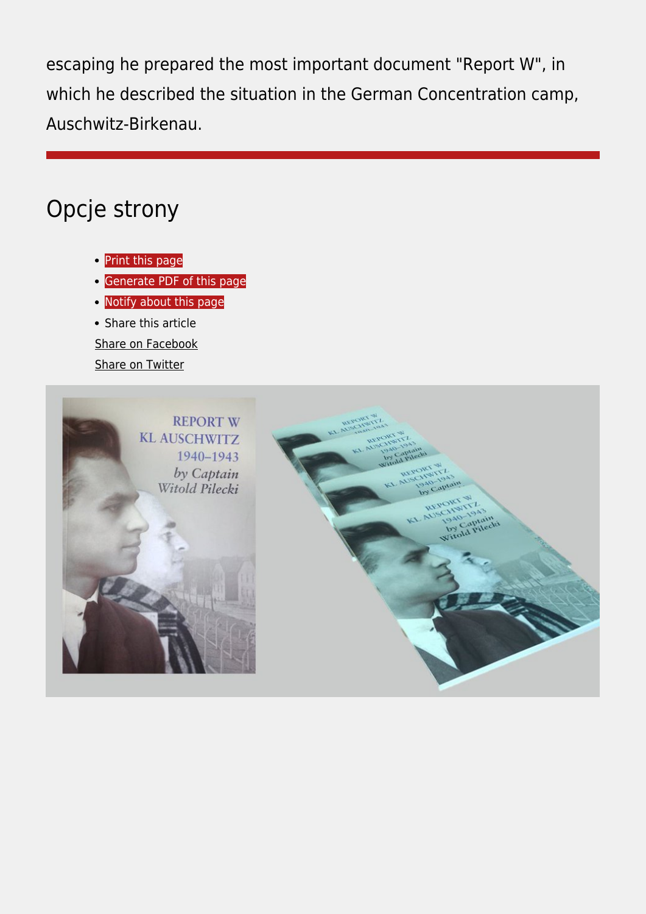escaping he prepared the most important document "Report W", in which he described the situation in the German Concentration camp, Auschwitz-Birkenau.

## Opcje strony

- Print this page
- Generate PDF of this page
- Notify about this page
- Share this article

Share on Facebook

Share on Twitter